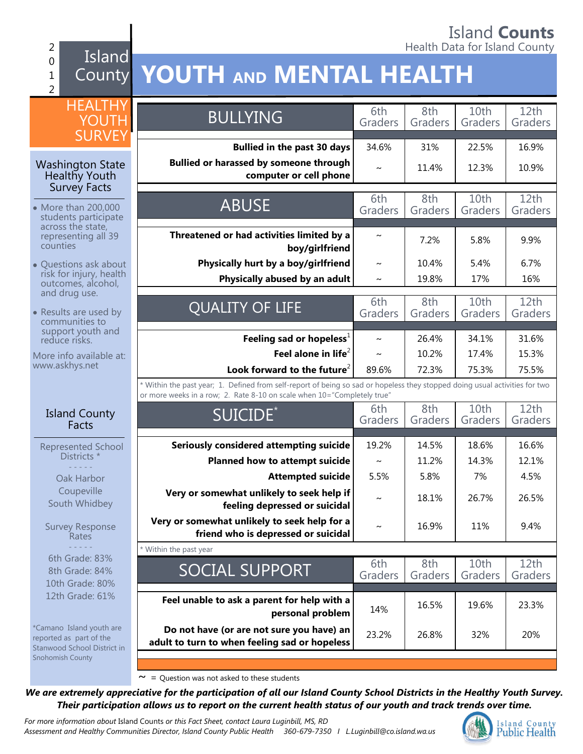Island **Counts**
Health Data for Island County

2012 Island County HEALTHY YOUTH SURVEY

# YOUTH AND MENTAL HEALTH

## Washington State Healthy Youth Survey Facts

- More than 200,000 students participate across the state, representing all 39 counties
- Questions ask about risk for injury, health outcomes, alcohol, and drug use.
- Results are used by communities to support youth and reduce risks.

More info available at: www.askhys.net

## Island County Facts

Represented School Districts *

Oak Harbor
Coupeville
South Whidbey

Survey Response Rates

6th Grade: 83%
8th Grade: 84%
10th Grade: 80%
12th Grade: 61%

*Camano Island youth are reported as part of the Stanwood School District in Snohomish County

| BULLYING | 6th Graders | 8th Graders | 10th Graders | 12th Graders |
|---|---|---|---|---|
| **Bullied in the past 30 days** | 34.6% | 31% | 22.5% | 16.9% |
| **Bullied or harassed by someone through computer or cell phone** | ~ | 11.4% | 12.3% | 10.9% |

| ABUSE | 6th Graders | 8th Graders | 10th Graders | 12th Graders |
|---|---|---|---|---|
| **Threatened or had activities limited by a boy/girlfriend** | ~ | 7.2% | 5.8% | 9.9% |
| **Physically hurt by a boy/girlfriend** | ~ | 10.4% | 5.4% | 6.7% |
| **Physically abused by an adult** | ~ | 19.8% | 17% | 16% |

| QUALITY OF LIFE | 6th Graders | 8th Graders | 10th Graders | 12th Graders |
|---|---|---|---|---|
| **Feeling sad or hopeless**[1] | ~ | 26.4% | 34.1% | 31.6% |
| **Feel alone in life**[2] | ~ | 10.2% | 17.4% | 15.3% |
| **Look forward to the future**[2] | 89.6% | 72.3% | 75.3% | 75.5% |

* Within the past year; 1. Defined from self-report of being so sad or hopeless they stopped doing usual activities for two or more weeks in a row; 2. Rate 8-10 on scale when 10="Completely true"

| SUICIDE* | 6th Graders | 8th Graders | 10th Graders | 12th Graders |
|---|---|---|---|---|
| **Seriously considered attempting suicide** | 19.2% | 14.5% | 18.6% | 16.6% |
| **Planned how to attempt suicide** | ~ | 11.2% | 14.3% | 12.1% |
| **Attempted suicide** | 5.5% | 5.8% | 7% | 4.5% |
| **Very or somewhat unlikely to seek help if feeling depressed or suicidal** | ~ | 18.1% | 26.7% | 26.5% |
| **Very or somewhat unlikely to seek help for a friend who is depressed or suicidal** | ~ | 16.9% | 11% | 9.4% |

* Within the past year

| SOCIAL SUPPORT | 6th Graders | 8th Graders | 10th Graders | 12th Graders |
|---|---|---|---|---|
| **Feel unable to ask a parent for help with a personal problem** | 14% | 16.5% | 19.6% | 23.3% |
| **Do not have (or are not sure you have) an adult to turn to when feeling sad or hopeless** | 23.2% | 26.8% | 32% | 20% |

~ = Question was not asked to these students

***We are extremely appreciative for the participation of all our Island County School Districts in the Healthy Youth Survey. Their participation allows us to report on the current health status of our youth and track trends over time.***

*For more information about* Island Counts *or this Fact Sheet, contact Laura Luginbill, MS, RD*
*Assessment and Healthy Communities Director, Island County Public Health 360-679-7350 / L.Luginbill@co.island.wa.us*

Island County Public Health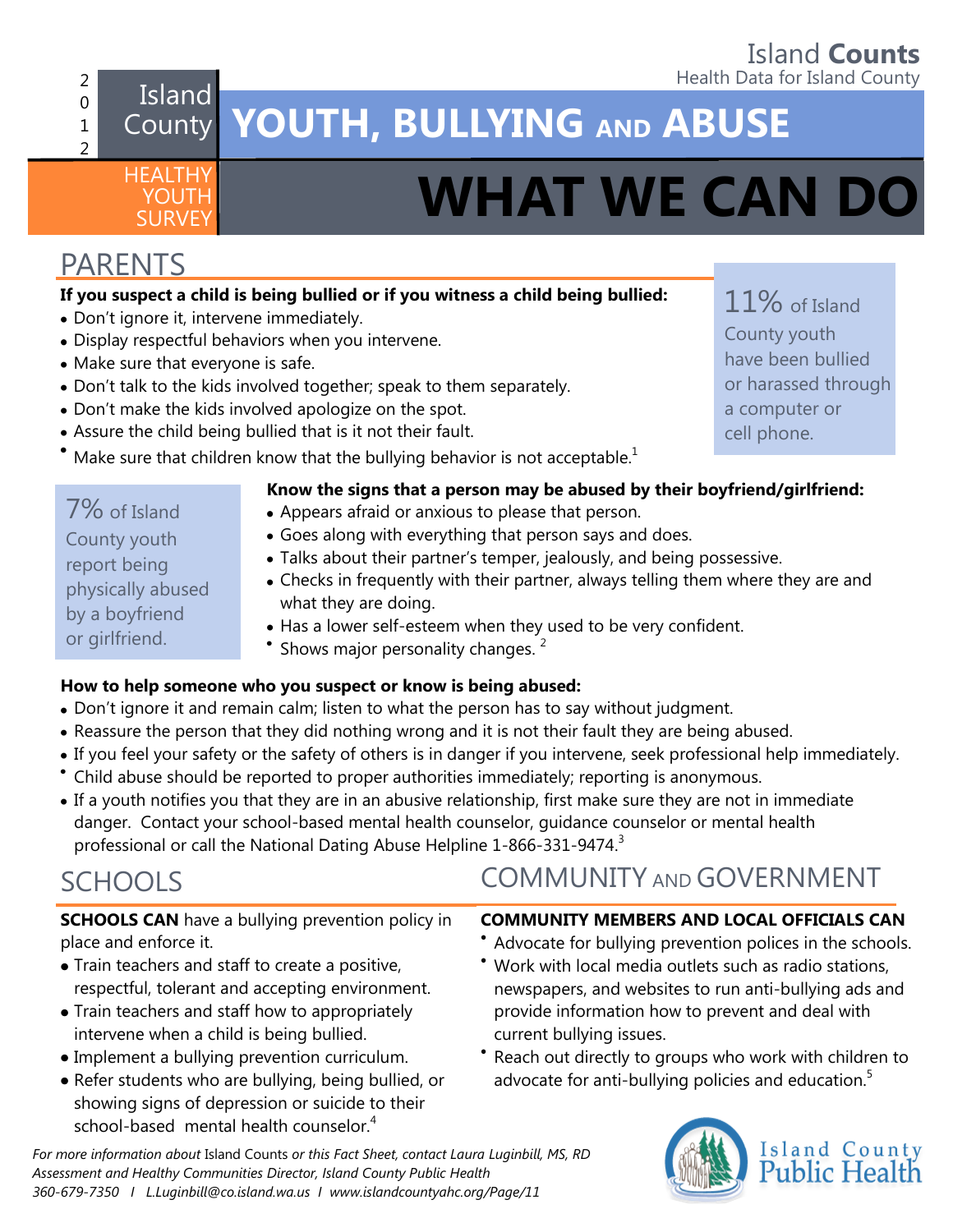Island **Counts**
Health Data for Island County

2012 Island County HEALTHY YOUTH SURVEY

# YOUTH, BULLYING AND ABUSE

# WHAT WE CAN DO

## PARENTS

**If you suspect a child is being bullied or if you witness a child being bullied:**

- Don't ignore it, intervene immediately.
- Display respectful behaviors when you intervene.
- Make sure that everyone is safe.
- Don't talk to the kids involved together; speak to them separately.
- Don't make the kids involved apologize on the spot.
- Assure the child being bullied that is it not their fault.
- Make sure that children know that the bullying behavior is not acceptable.[1]

11% of Island County youth have been bullied or harassed through a computer or cell phone.

7% of Island County youth report being physically abused by a boyfriend or girlfriend.

**Know the signs that a person may be abused by their boyfriend/girlfriend:**

- Appears afraid or anxious to please that person.
- Goes along with everything that person says and does.
- Talks about their partner's temper, jealously, and being possessive.
- Checks in frequently with their partner, always telling them where they are and what they are doing.
- Has a lower self-esteem when they used to be very confident.
- Shows major personality changes. [2]

**How to help someone who you suspect or know is being abused:**

- Don't ignore it and remain calm; listen to what the person has to say without judgment.
- Reassure the person that they did nothing wrong and it is not their fault they are being abused.
- If you feel your safety or the safety of others is in danger if you intervene, seek professional help immediately.
- Child abuse should be reported to proper authorities immediately; reporting is anonymous.
- If a youth notifies you that they are in an abusive relationship, first make sure they are not in immediate danger. Contact your school-based mental health counselor, guidance counselor or mental health professional or call the National Dating Abuse Helpline 1-866-331-9474.[3]

## SCHOOLS

**SCHOOLS CAN** have a bullying prevention policy in place and enforce it.

- Train teachers and staff to create a positive, respectful, tolerant and accepting environment.
- Train teachers and staff how to appropriately intervene when a child is being bullied.
- Implement a bullying prevention curriculum.
- Refer students who are bullying, being bullied, or showing signs of depression or suicide to their school-based mental health counselor.[4]

## COMMUNITY AND GOVERNMENT

**COMMUNITY MEMBERS AND LOCAL OFFICIALS CAN**

- Advocate for bullying prevention polices in the schools.
- Work with local media outlets such as radio stations, newspapers, and websites to run anti-bullying ads and provide information how to prevent and deal with current bullying issues.
- Reach out directly to groups who work with children to advocate for anti-bullying policies and education.[5]

*For more information about* Island Counts *or this Fact Sheet, contact Laura Luginbill, MS, RD Assessment and Healthy Communities Director, Island County Public Health*
*360-679-7350 I L.Luginbill@co.island.wa.us I www.islandcountyahc.org/Page/11*

Island County Public Health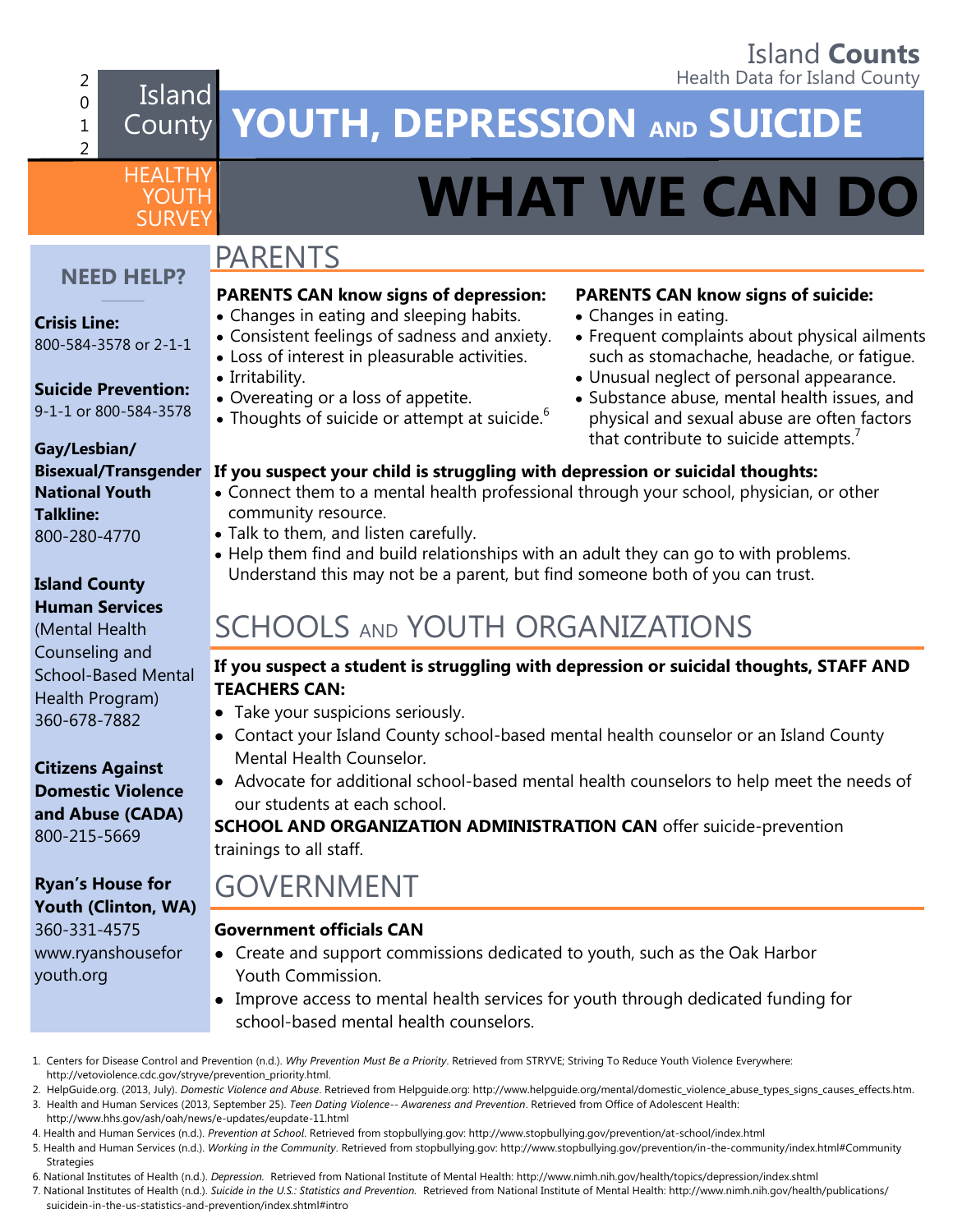Island **Counts**
Health Data for Island County

2012 Island County HEALTHY YOUTH SURVEY

# YOUTH, DEPRESSION AND SUICIDE

# WHAT WE CAN DO

## PARENTS

**PARENTS CAN know signs of depression:**

- Changes in eating and sleeping habits.
- Consistent feelings of sadness and anxiety.
- Loss of interest in pleasurable activities.
- Irritability.
- Overeating or a loss of appetite.
- Thoughts of suicide or attempt at suicide.[6]

**PARENTS CAN know signs of suicide:**

- Changes in eating.
- Frequent complaints about physical ailments such as stomachache, headache, or fatigue.
- Unusual neglect of personal appearance.
- Substance abuse, mental health issues, and physical and sexual abuse are often factors that contribute to suicide attempts.[7]

**If you suspect your child is struggling with depression or suicidal thoughts:**

- Connect them to a mental health professional through your school, physician, or other community resource.
- Talk to them, and listen carefully.
- Help them find and build relationships with an adult they can go to with problems. Understand this may not be a parent, but find someone both of you can trust.

## SCHOOLS AND YOUTH ORGANIZATIONS

**If you suspect a student is struggling with depression or suicidal thoughts, STAFF AND TEACHERS CAN:**

- Take your suspicions seriously.
- Contact your Island County school-based mental health counselor or an Island County Mental Health Counselor.
- Advocate for additional school-based mental health counselors to help meet the needs of our students at each school.

**SCHOOL AND ORGANIZATION ADMINISTRATION CAN** offer suicide-prevention trainings to all staff.

## GOVERNMENT

**Government officials CAN**

- Create and support commissions dedicated to youth, such as the Oak Harbor Youth Commission.
- Improve access to mental health services for youth through dedicated funding for school-based mental health counselors.

### NEED HELP?

**Crisis Line:**
800-584-3578 or 2-1-1

**Suicide Prevention:**
9-1-1 or 800-584-3578

**Gay/Lesbian/ Bisexual/Transgender National Youth Talkline:**
800-280-4770

**Island County Human Services**
(Mental Health Counseling and School-Based Mental Health Program)
360-678-7882

**Citizens Against Domestic Violence and Abuse (CADA)**
800-215-5669

**Ryan's House for Youth (Clinton, WA)**
360-331-4575
www.ryanshouseforyouth.org

---

1. Centers for Disease Control and Prevention (n.d.). *Why Prevention Must Be a Priority*. Retrieved from STRYVE; Striving To Reduce Youth Violence Everywhere: http://vetoviolence.cdc.gov/stryve/prevention_priority.html.
2. HelpGuide.org. (2013, July). *Domestic Violence and Abuse*. Retrieved from Helpguide.org: http://www.helpguide.org/mental/domestic_violence_abuse_types_signs_causes_effects.htm.
3. Health and Human Services (2013, September 25). *Teen Dating Violence-- Awareness and Prevention*. Retrieved from Office of Adolescent Health: http://www.hhs.gov/ash/oah/news/e-updates/eupdate-11.html
4. Health and Human Services (n.d.). *Prevention at School*. Retrieved from stopbullying.gov: http://www.stopbullying.gov/prevention/at-school/index.html
5. Health and Human Services (n.d.). *Working in the Community*. Retrieved from stopbullying.gov: http://www.stopbullying.gov/prevention/in-the-community/index.html#Community Strategies
6. National Institutes of Health (n.d.). *Depression*. Retrieved from National Institute of Mental Health: http://www.nimh.nih.gov/health/topics/depression/index.shtml
7. National Institutes of Health (n.d.). *Suicide in the U.S.: Statistics and Prevention*. Retrieved from National Institute of Mental Health: http://www.nimh.nih.gov/health/publications/suicidein-in-the-us-statistics-and-prevention/index.shtml#intro